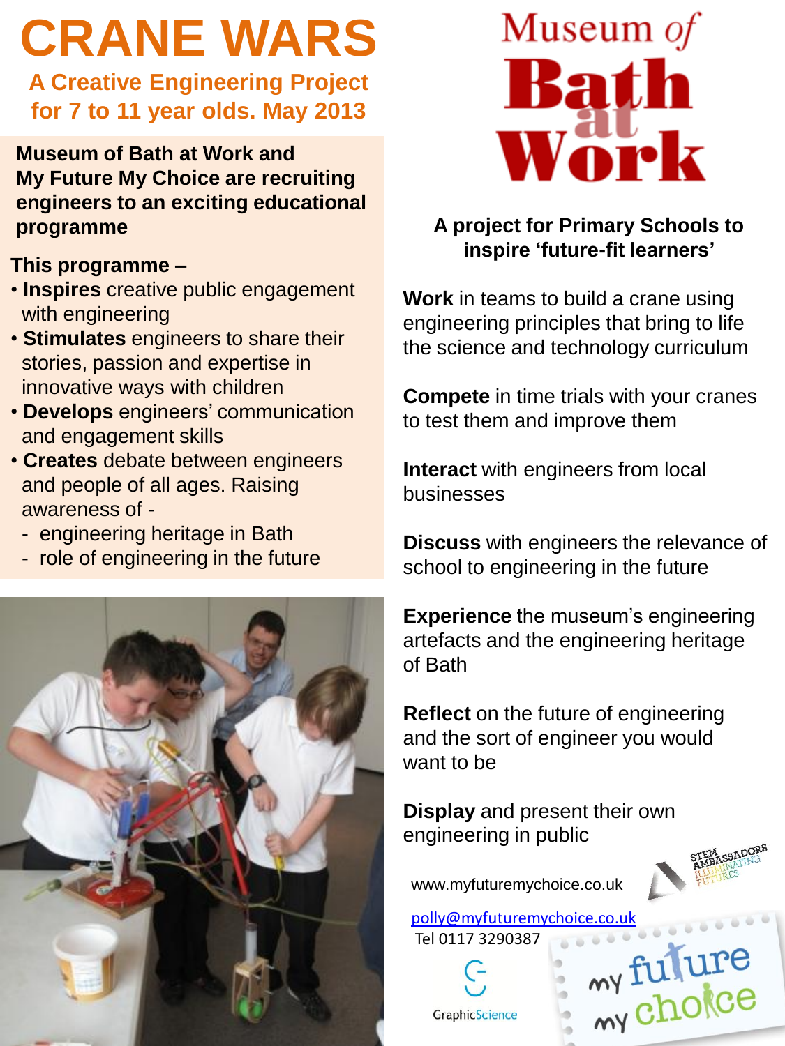# CRANE WARS

## A Creative Engineering Project for 7 to 11 year olds. May 2013

**Museum of Bath at Work and My Future My Choice are recruiting engineers to an exciting educational programme**

**This programme –**

- **Inspires** creative public engagement with engineering
- **Stimulates** engineers to share their stories, passion and expertise in innovative ways with children
- **Develops** engineers' communication and engagement skills
- **Creates** debate between engineers and people of all ages. Raising awareness of -
  - engineering heritage in Bath
  - role of engineering in the future

Museum of Bath at Work

**A project for Primary Schools to inspire 'future-fit learners'**

**Work** in teams to build a crane using engineering principles that bring to life the science and technology curriculum

**Compete** in time trials with your cranes to test them and improve them

**Interact** with engineers from local businesses

**Discuss** with engineers the relevance of school to engineering in the future

**Experience** the museum's engineering artefacts and the engineering heritage of Bath

**Reflect** on the future of engineering and the sort of engineer you would want to be

**Display** and present their own engineering in public

www.myfuturemychoice.co.uk

polly@myfuturemychoice.co.uk
Tel 0117 3290387

STEM Ambassadors Illuminating Futures

GraphicScience

my future my choice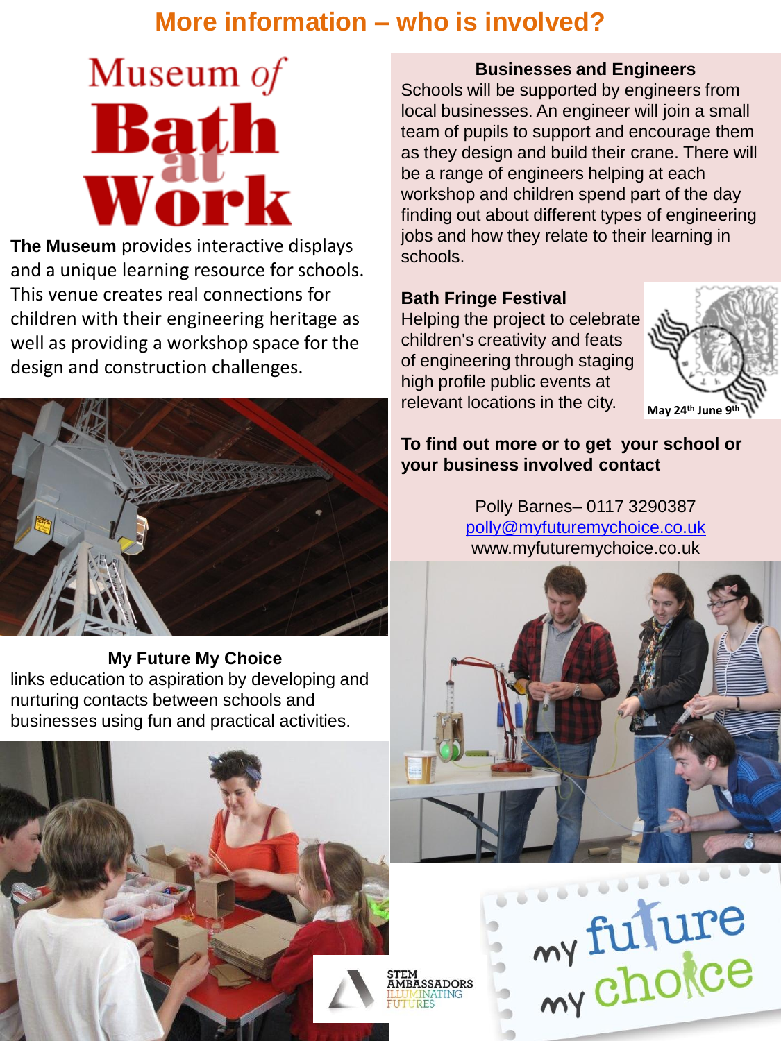# More information – who is involved?

Museum of Bath at Work

**The Museum** provides interactive displays and a unique learning resource for schools. This venue creates real connections for children with their engineering heritage as well as providing a workshop space for the design and construction challenges.

### My Future My Choice

links education to aspiration by developing and nurturing contacts between schools and businesses using fun and practical activities.

### Businesses and Engineers

Schools will be supported by engineers from local businesses. An engineer will join a small team of pupils to support and encourage them as they design and build their crane. There will be a range of engineers helping at each workshop and children spend part of the day finding out about different types of engineering jobs and how they relate to their learning in schools.

### Bath Fringe Festival

Helping the project to celebrate children's creativity and feats of engineering through staging high profile public events at relevant locations in the city.

May 24th June 9th

**To find out more or to get your school or your business involved contact**

Polly Barnes– 0117 3290387
polly@myfuturemychoice.co.uk
www.myfuturemychoice.co.uk

STEM AMBASSADORS ILLUMINATING FUTURES

my future my choice